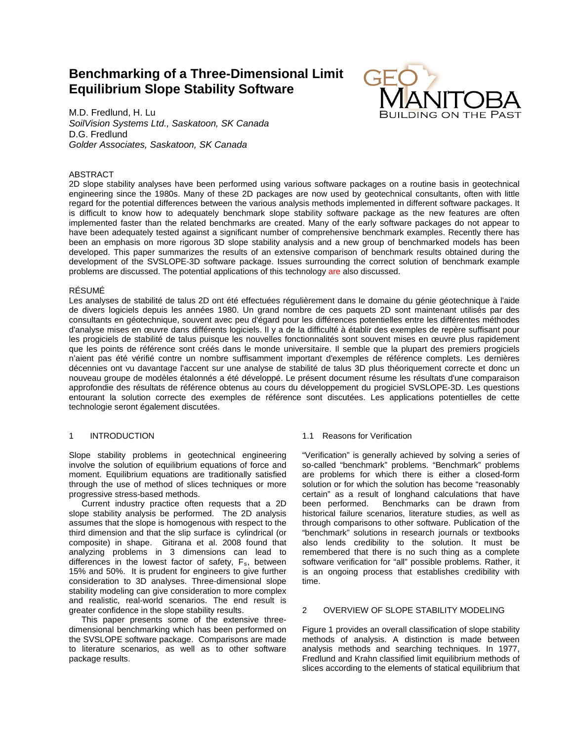# Benchmarking of a Three-Dimensional Limit Equilibrium Slope Stability Software

M.D. Fredlund, H. Lu
*SoilVision Systems Ltd., Saskatoon, SK Canada*
D.G. Fredlund
*Golder Associates, Saskatoon, SK Canada*

GEO MANITOBA
BUILDING ON THE PAST

## ABSTRACT

2D slope stability analyses have been performed using various software packages on a routine basis in geotechnical engineering since the 1980s. Many of these 2D packages are now used by geotechnical consultants, often with little regard for the potential differences between the various analysis methods implemented in different software packages. It is difficult to know how to adequately benchmark slope stability software package as the new features are often implemented faster than the related benchmarks are created. Many of the early software packages do not appear to have been adequately tested against a significant number of comprehensive benchmark examples. Recently there has been an emphasis on more rigorous 3D slope stability analysis and a new group of benchmarked models has been developed. This paper summarizes the results of an extensive comparison of benchmark results obtained during the development of the SVSLOPE-3D software package. Issues surrounding the correct solution of benchmark example problems are discussed. The potential applications of this technology are also discussed.

## RÉSUMÉ

Les analyses de stabilité de talus 2D ont été effectuées régulièrement dans le domaine du génie géotechnique à l'aide de divers logiciels depuis les années 1980. Un grand nombre de ces paquets 2D sont maintenant utilisés par des consultants en géotechnique, souvent avec peu d'égard pour les différences potentielles entre les différentes méthodes d'analyse mises en œuvre dans différents logiciels. Il y a de la difficulté à établir des exemples de repère suffisant pour les progiciels de stabilité de talus puisque les nouvelles fonctionnalités sont souvent mises en œuvre plus rapidement que les points de référence sont créés dans le monde universitaire. Il semble que la plupart des premiers progiciels n'aient pas été vérifié contre un nombre suffisamment important d'exemples de référence complets. Les dernières décennies ont vu davantage l'accent sur une analyse de stabilité de talus 3D plus théoriquement correcte et donc un nouveau groupe de modèles étalonnés a été développé. Le présent document résume les résultats d'une comparaison approfondie des résultats de référence obtenus au cours du développement du progiciel SVSLOPE-3D. Les questions entourant la solution correcte des exemples de référence sont discutées. Les applications potentielles de cette technologie seront également discutées.

## 1 INTRODUCTION

Slope stability problems in geotechnical engineering involve the solution of equilibrium equations of force and moment. Equilibrium equations are traditionally satisfied through the use of method of slices techniques or more progressive stress-based methods.

Current industry practice often requests that a 2D slope stability analysis be performed. The 2D analysis assumes that the slope is homogenous with respect to the third dimension and that the slip surface is cylindrical (or composite) in shape. Gitirana et al. 2008 found that analyzing problems in 3 dimensions can lead to differences in the lowest factor of safety, $F_s$, between 15% and 50%. It is prudent for engineers to give further consideration to 3D analyses. Three-dimensional slope stability modeling can give consideration to more complex and realistic, real-world scenarios. The end result is greater confidence in the slope stability results.

This paper presents some of the extensive three-dimensional benchmarking which has been performed on the SVSLOPE software package. Comparisons are made to literature scenarios, as well as to other software package results.

### 1.1 Reasons for Verification

"Verification" is generally achieved by solving a series of so-called "benchmark" problems. "Benchmark" problems are problems for which there is either a closed-form solution or for which the solution has become "reasonably certain" as a result of longhand calculations that have been performed. Benchmarks can be drawn from historical failure scenarios, literature studies, as well as through comparisons to other software. Publication of the "benchmark" solutions in research journals or textbooks also lends credibility to the solution. It must be remembered that there is no such thing as a complete software verification for "all" possible problems. Rather, it is an ongoing process that establishes credibility with time.

## 2 OVERVIEW OF SLOPE STABILITY MODELING

Figure 1 provides an overall classification of slope stability methods of analysis. A distinction is made between analysis methods and searching techniques. In 1977, Fredlund and Krahn classified limit equilibrium methods of slices according to the elements of statical equilibrium that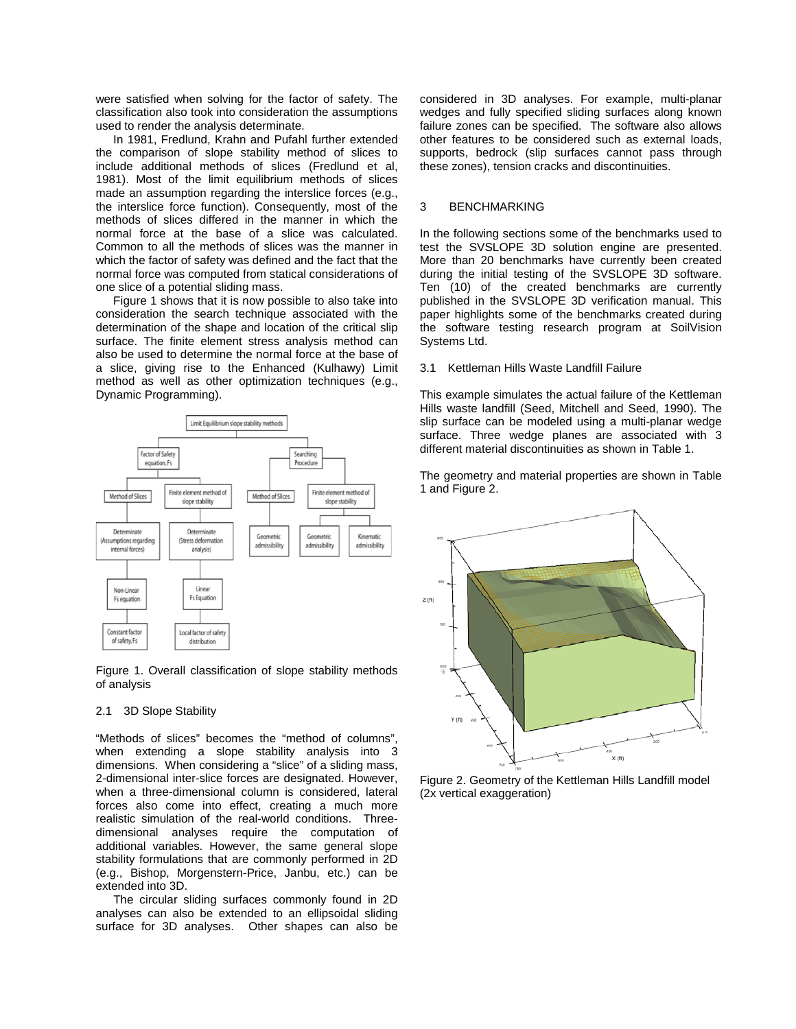were satisfied when solving for the factor of safety. The classification also took into consideration the assumptions used to render the analysis determinate.

In 1981, Fredlund, Krahn and Pufahl further extended the comparison of slope stability method of slices to include additional methods of slices (Fredlund et al, 1981). Most of the limit equilibrium methods of slices made an assumption regarding the interslice forces (e.g., the interslice force function). Consequently, most of the methods of slices differed in the manner in which the normal force at the base of a slice was calculated. Common to all the methods of slices was the manner in which the factor of safety was defined and the fact that the normal force was computed from statical considerations of one slice of a potential sliding mass.

Figure 1 shows that it is now possible to also take into consideration the search technique associated with the determination of the shape and location of the critical slip surface. The finite element stress analysis method can also be used to determine the normal force at the base of a slice, giving rise to the Enhanced (Kulhawy) Limit method as well as other optimization techniques (e.g., Dynamic Programming).

Figure 1. Overall classification of slope stability methods of analysis

### 2.1 3D Slope Stability

"Methods of slices" becomes the "method of columns", when extending a slope stability analysis into 3 dimensions. When considering a "slice" of a sliding mass, 2-dimensional inter-slice forces are designated. However, when a three-dimensional column is considered, lateral forces also come into effect, creating a much more realistic simulation of the real-world conditions. Three-dimensional analyses require the computation of additional variables. However, the same general slope stability formulations that are commonly performed in 2D (e.g., Bishop, Morgenstern-Price, Janbu, etc.) can be extended into 3D.

The circular sliding surfaces commonly found in 2D analyses can also be extended to an ellipsoidal sliding surface for 3D analyses. Other shapes can also be considered in 3D analyses. For example, multi-planar wedges and fully specified sliding surfaces along known failure zones can be specified. The software also allows other features to be considered such as external loads, supports, bedrock (slip surfaces cannot pass through these zones), tension cracks and discontinuities.

## 3 BENCHMARKING

In the following sections some of the benchmarks used to test the SVSLOPE 3D solution engine are presented. More than 20 benchmarks have currently been created during the initial testing of the SVSLOPE 3D software. Ten (10) of the created benchmarks are currently published in the SVSLOPE 3D verification manual. This paper highlights some of the benchmarks created during the software testing research program at SoilVision Systems Ltd.

### 3.1 Kettleman Hills Waste Landfill Failure

This example simulates the actual failure of the Kettleman Hills waste landfill (Seed, Mitchell and Seed, 1990). The slip surface can be modeled using a multi-planar wedge surface. Three wedge planes are associated with 3 different material discontinuities as shown in Table 1.

The geometry and material properties are shown in Table 1 and Figure 2.

Figure 2. Geometry of the Kettleman Hills Landfill model (2x vertical exaggeration)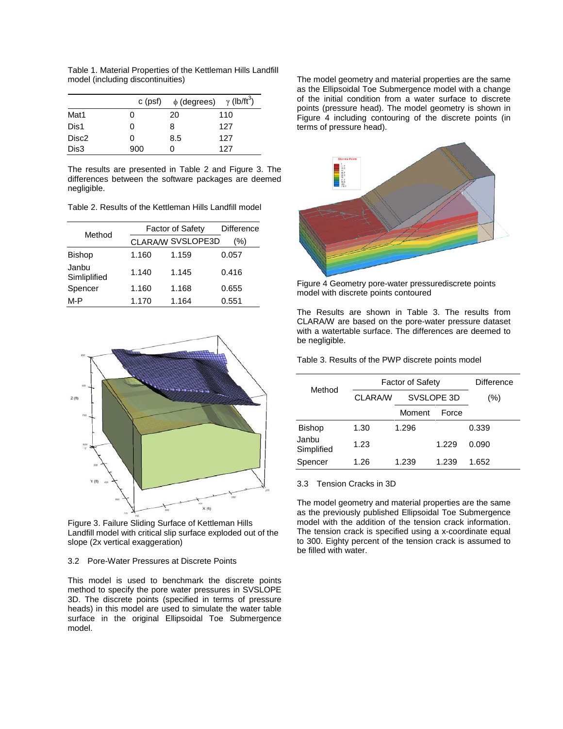Table 1. Material Properties of the Kettleman Hills Landfill model (including discontinuities)

| | c (psf) | $\phi$ (degrees) | $\gamma$ (lb/ft$^3$) |
|---|---|---|---|
| Mat1 | 0 | 20 | 110 |
| Dis1 | 0 | 8 | 127 |
| Disc2 | 0 | 8.5 | 127 |
| Dis3 | 900 | 0 | 127 |

The results are presented in Table 2 and Figure 3. The differences between the software packages are deemed negligible.

Table 2. Results of the Kettleman Hills Landfill model

| Method | Factor of Safety | | Difference |
|---|---|---|---|
| | CLARA/W | SVSLOPE3D | (%) |
| Bishop | 1.160 | 1.159 | 0.057 |
| Janbu Simlplified | 1.140 | 1.145 | 0.416 |
| Spencer | 1.160 | 1.168 | 0.655 |
| M-P | 1.170 | 1.164 | 0.551 |

Figure 3. Failure Sliding Surface of Kettleman Hills Landfill model with critical slip surface exploded out of the slope (2x vertical exaggeration)

### 3.2 Pore-Water Pressures at Discrete Points

This model is used to benchmark the discrete points method to specify the pore water pressures in SVSLOPE 3D. The discrete points (specified in terms of pressure heads) in this model are used to simulate the water table surface in the original Ellipsoidal Toe Submergence model.

The model geometry and material properties are the same as the Ellipsoidal Toe Submergence model with a change of the initial condition from a water surface to discrete points (pressure head). The model geometry is shown in Figure 4 including contouring of the discrete points (in terms of pressure head).

Figure 4 Geometry pore-water pressurediscrete points model with discrete points contoured

The Results are shown in Table 3. The results from CLARA/W are based on the pore-water pressure dataset with a watertable surface. The differences are deemed to be negligible.

Table 3. Results of the PWP discrete points model

| Method | Factor of Safety | | | Difference |
|---|---|---|---|---|
| | CLARA/W | SVSLOPE 3D | | (%) |
| | | Moment | Force | |
| Bishop | 1.30 | 1.296 | | 0.339 |
| Janbu Simplified | 1.23 | | 1.229 | 0.090 |
| Spencer | 1.26 | 1.239 | 1.239 | 1.652 |

### 3.3 Tension Cracks in 3D

The model geometry and material properties are the same as the previously published Ellipsoidal Toe Submergence model with the addition of the tension crack information. The tension crack is specified using a x-coordinate equal to 300. Eighty percent of the tension crack is assumed to be filled with water.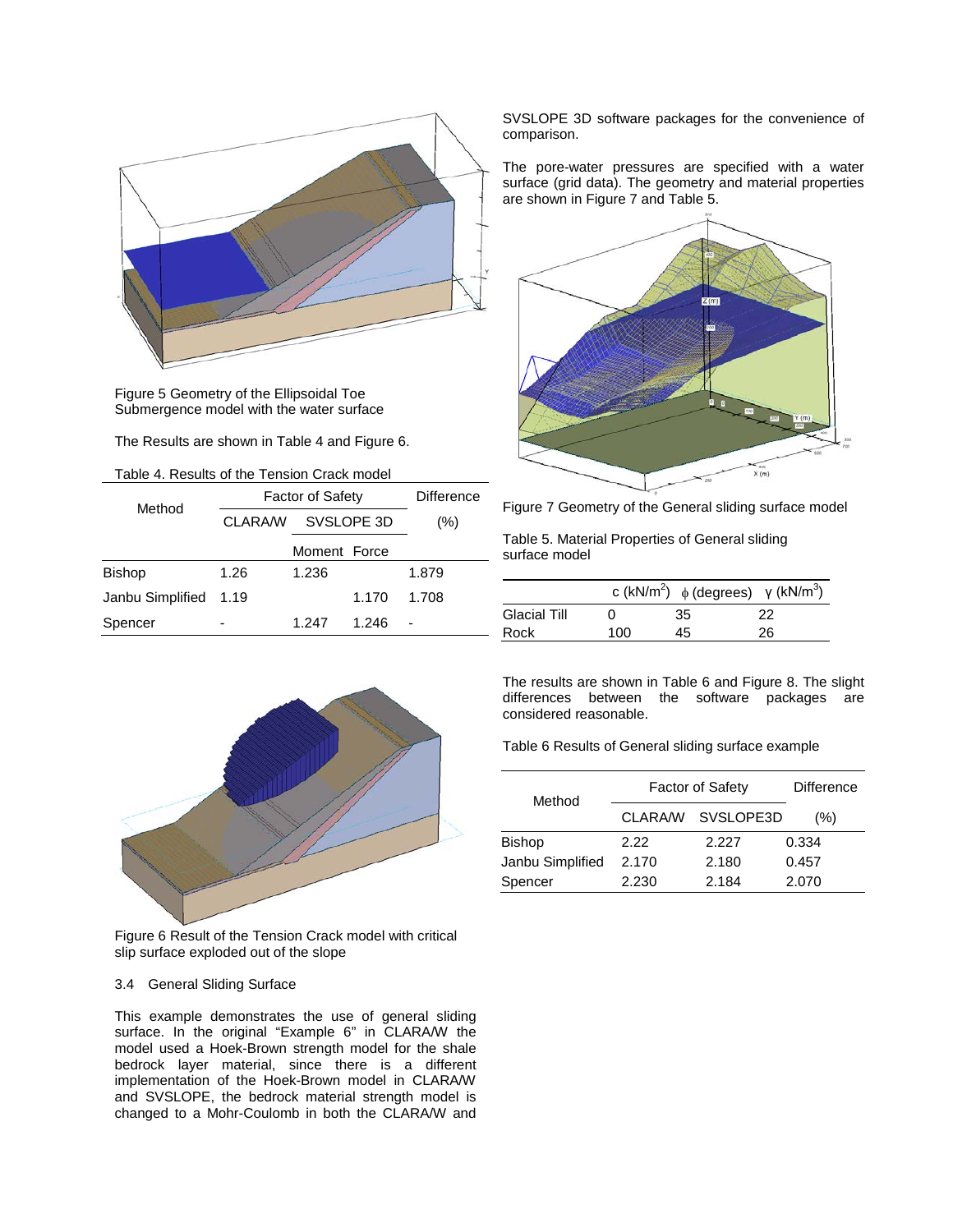Figure 5 Geometry of the Ellipsoidal Toe Submergence model with the water surface

The Results are shown in Table 4 and Figure 6.

Table 4. Results of the Tension Crack model

| Method | Factor of Safety | | | Difference |
|---|---|---|---|---|
| | CLARA/W | SVSLOPE 3D | | (%) |
| | | Moment | Force | |
| Bishop | 1.26 | 1.236 | | 1.879 |
| Janbu Simplified | 1.19 | | 1.170 | 1.708 |
| Spencer | - | 1.247 | 1.246 | - |

Figure 6 Result of the Tension Crack model with critical slip surface exploded out of the slope

### 3.4 General Sliding Surface

This example demonstrates the use of general sliding surface. In the original "Example 6" in CLARA/W the model used a Hoek-Brown strength model for the shale bedrock layer material, since there is a different implementation of the Hoek-Brown model in CLARA/W and SVSLOPE, the bedrock material strength model is changed to a Mohr-Coulomb in both the CLARA/W and SVSLOPE 3D software packages for the convenience of comparison.

The pore-water pressures are specified with a water surface (grid data). The geometry and material properties are shown in Figure 7 and Table 5.

Figure 7 Geometry of the General sliding surface model

Table 5. Material Properties of General sliding surface model

| | c (kN/m$^2$) | $\phi$ (degrees) | $\gamma$ (kN/m$^3$) |
|---|---|---|---|
| Glacial Till | 0 | 35 | 22 |
| Rock | 100 | 45 | 26 |

The results are shown in Table 6 and Figure 8. The slight differences between the software packages are considered reasonable.

Table 6 Results of General sliding surface example

| Method | Factor of Safety | | Difference |
|---|---|---|---|
| | CLARA/W | SVSLOPE3D | (%) |
| Bishop | 2.22 | 2.227 | 0.334 |
| Janbu Simplified | 2.170 | 2.180 | 0.457 |
| Spencer | 2.230 | 2.184 | 2.070 |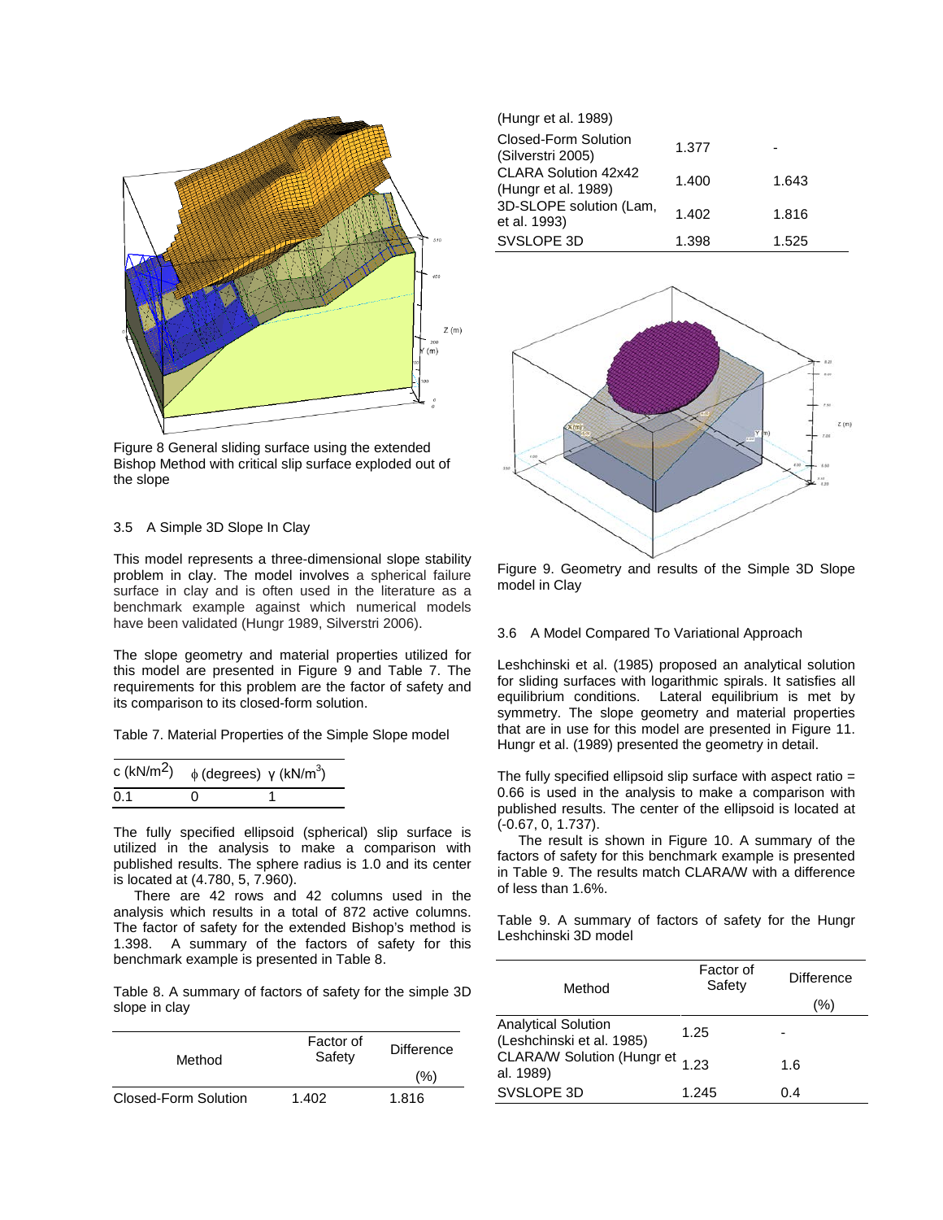Figure 8 General sliding surface using the extended Bishop Method with critical slip surface exploded out of the slope

### 3.5 A Simple 3D Slope In Clay

This model represents a three-dimensional slope stability problem in clay. The model involves a spherical failure surface in clay and is often used in the literature as a benchmark example against which numerical models have been validated (Hungr 1989, Silverstri 2006).

The slope geometry and material properties utilized for this model are presented in Figure 9 and Table 7. The requirements for this problem are the factor of safety and its comparison to its closed-form solution.

Table 7. Material Properties of the Simple Slope model

| c (kN/m$^2$) | $\phi$ (degrees) | $\gamma$ (kN/m$^3$) |
|---|---|---|
| 0.1 | 0 | 1 |

The fully specified ellipsoid (spherical) slip surface is utilized in the analysis to make a comparison with published results. The sphere radius is 1.0 and its center is located at (4.780, 5, 7.960).

There are 42 rows and 42 columns used in the analysis which results in a total of 872 active columns. The factor of safety for the extended Bishop's method is 1.398. A summary of the factors of safety for this benchmark example is presented in Table 8.

Table 8. A summary of factors of safety for the simple 3D slope in clay

| Method | Factor of Safety | Difference (%) |
|---|---|---|
| Closed-Form Solution (Hungr et al. 1989) | 1.402 | 1.816 |
| Closed-Form Solution (Silverstri 2005) | 1.377 | - |
| CLARA Solution 42x42 (Hungr et al. 1989) | 1.400 | 1.643 |
| 3D-SLOPE solution (Lam, et al. 1993) | 1.402 | 1.816 |
| SVSLOPE 3D | 1.398 | 1.525 |

Figure 9. Geometry and results of the Simple 3D Slope model in Clay

### 3.6 A Model Compared To Variational Approach

Leshchinski et al. (1985) proposed an analytical solution for sliding surfaces with logarithmic spirals. It satisfies all equilibrium conditions. Lateral equilibrium is met by symmetry. The slope geometry and material properties that are in use for this model are presented in Figure 11. Hungr et al. (1989) presented the geometry in detail.

The fully specified ellipsoid slip surface with aspect ratio = 0.66 is used in the analysis to make a comparison with published results. The center of the ellipsoid is located at (-0.67, 0, 1.737).

The result is shown in Figure 10. A summary of the factors of safety for this benchmark example is presented in Table 9. The results match CLARA/W with a difference of less than 1.6%.

Table 9. A summary of factors of safety for the Hungr Leshchinski 3D model

| Method | Factor of Safety | Difference (%) |
|---|---|---|
| Analytical Solution (Leshchinski et al. 1985) | 1.25 | - |
| CLARA/W Solution (Hungr et al. 1989) | 1.23 | 1.6 |
| SVSLOPE 3D | 1.245 | 0.4 |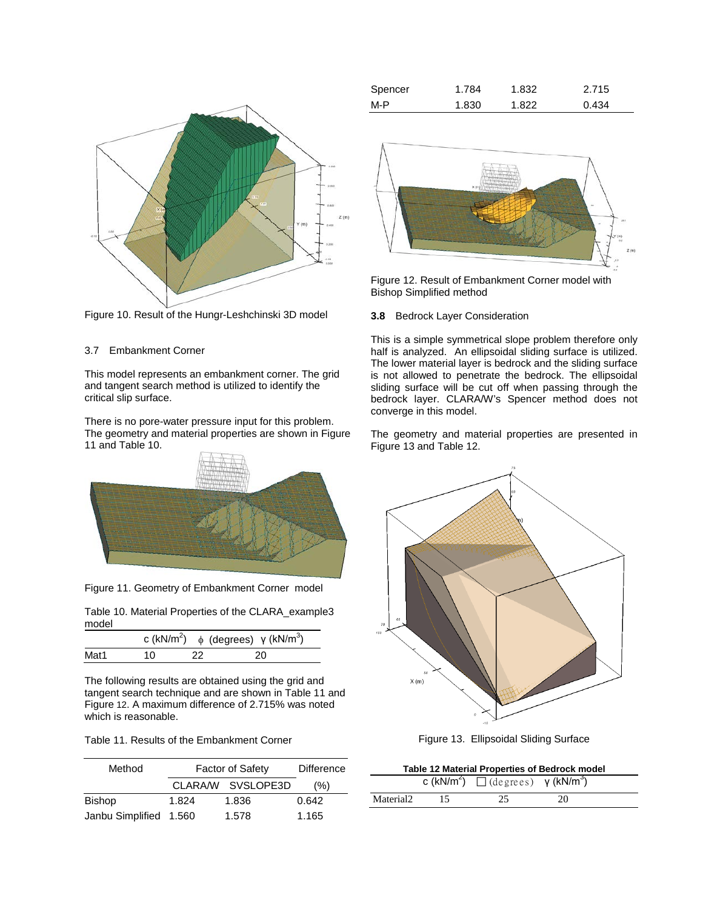Figure 10. Result of the Hungr-Leshchinski 3D model

### 3.7 Embankment Corner

This model represents an embankment corner. The grid and tangent search method is utilized to identify the critical slip surface.

There is no pore-water pressure input for this problem. The geometry and material properties are shown in Figure 11 and Table 10.

Figure 11. Geometry of Embankment Corner model

Table 10. Material Properties of the CLARA_example3 model

| | c (kN/m$^2$) | $\phi$ (degrees) | $\gamma$ (kN/m$^3$) |
|---|---|---|---|
| Mat1 | 10 | 22 | 20 |

The following results are obtained using the grid and tangent search technique and are shown in Table 11 and Figure 12. A maximum difference of 2.715% was noted which is reasonable.

Table 11. Results of the Embankment Corner

| Method | Factor of Safety | | Difference |
|---|---|---|---|
| | CLARA/W | SVSLOPE3D | (%) |
| Bishop | 1.824 | 1.836 | 0.642 |
| Janbu Simplified | 1.560 | 1.578 | 1.165 |
| Spencer | 1.784 | 1.832 | 2.715 |
| M-P | 1.830 | 1.822 | 0.434 |

Figure 12. Result of Embankment Corner model with Bishop Simplified method

### 3.8 Bedrock Layer Consideration

This is a simple symmetrical slope problem therefore only half is analyzed. An ellipsoidal sliding surface is utilized. The lower material layer is bedrock and the sliding surface is not allowed to penetrate the bedrock. The ellipsoidal sliding surface will be cut off when passing through the bedrock layer. CLARA/W's Spencer method does not converge in this model.

The geometry and material properties are presented in Figure 13 and Table 12.

Figure 13. Ellipsoidal Sliding Surface

**Table 12 Material Properties of Bedrock model**

| | c (kN/m$^2$) | $\phi$ (degrees) | $\gamma$ (kN/m$^3$) |
|---|---|---|---|
| Material2 | 15 | 25 | 20 |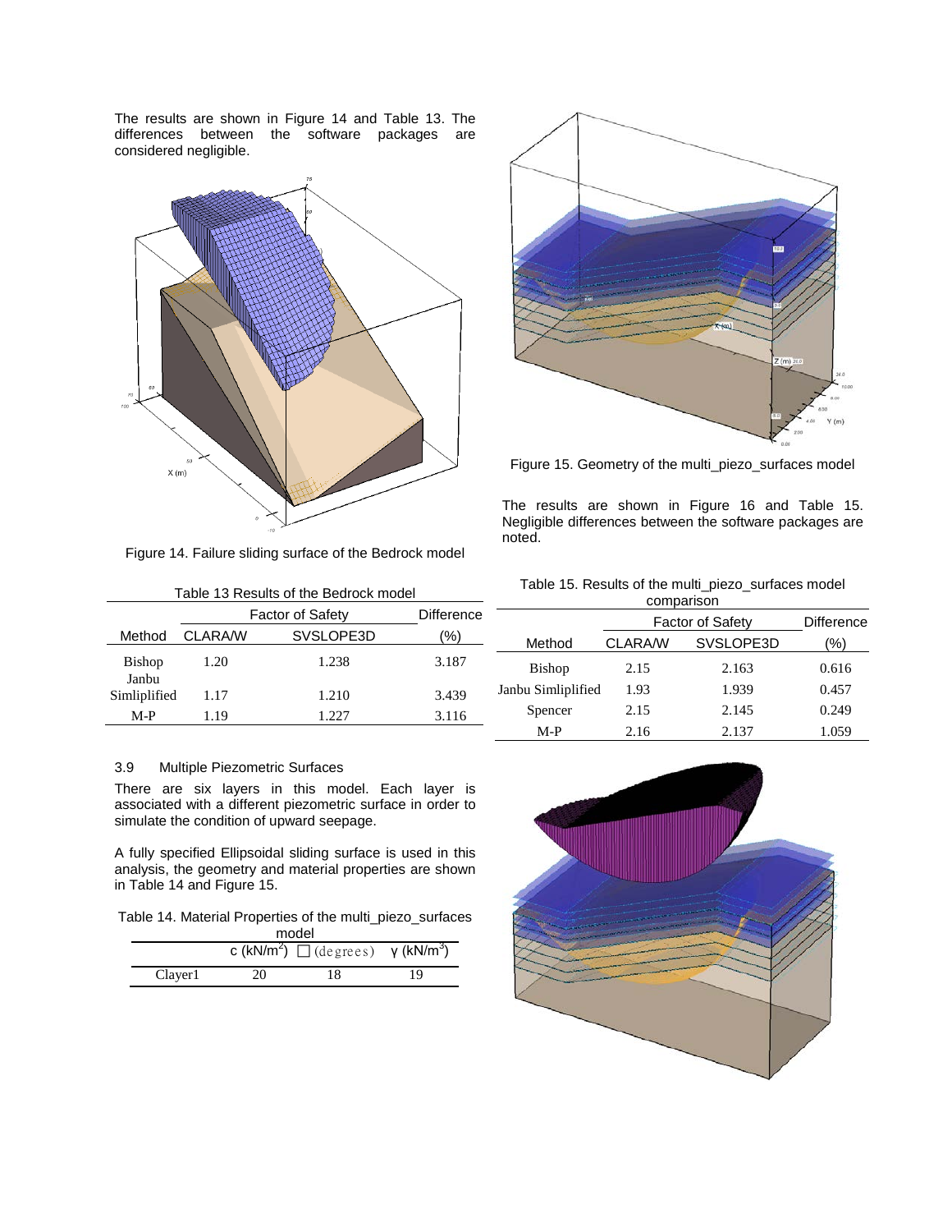The results are shown in Figure 14 and Table 13. The differences between the software packages are considered negligible.

Figure 14. Failure sliding surface of the Bedrock model

Table 13 Results of the Bedrock model

| Method | Factor of Safety | | Difference |
|---|---|---|---|
| | CLARA/W | SVSLOPE3D | (%) |
| Bishop | 1.20 | 1.238 | 3.187 |
| Janbu Simliplified | 1.17 | 1.210 | 3.439 |
| M-P | 1.19 | 1.227 | 3.116 |

### 3.9 Multiple Piezometric Surfaces

There are six layers in this model. Each layer is associated with a different piezometric surface in order to simulate the condition of upward seepage.

A fully specified Ellipsoidal sliding surface is used in this analysis, the geometry and material properties are shown in Table 14 and Figure 15.

Table 14. Material Properties of the multi_piezo_surfaces model

| | c (kN/m$^2$) | □ (degrees) | γ (kN/m$^3$) |
|---|---|---|---|
| Clayer1 | 20 | 18 | 19 |

Figure 15. Geometry of the multi_piezo_surfaces model

The results are shown in Figure 16 and Table 15. Negligible differences between the software packages are noted.

Table 15. Results of the multi_piezo_surfaces model comparison

| Method | Factor of Safety | | Difference |
|---|---|---|---|
| | CLARA/W | SVSLOPE3D | (%) |
| Bishop | 2.15 | 2.163 | 0.616 |
| Janbu Simliplified | 1.93 | 1.939 | 0.457 |
| Spencer | 2.15 | 2.145 | 0.249 |
| M-P | 2.16 | 2.137 | 1.059 |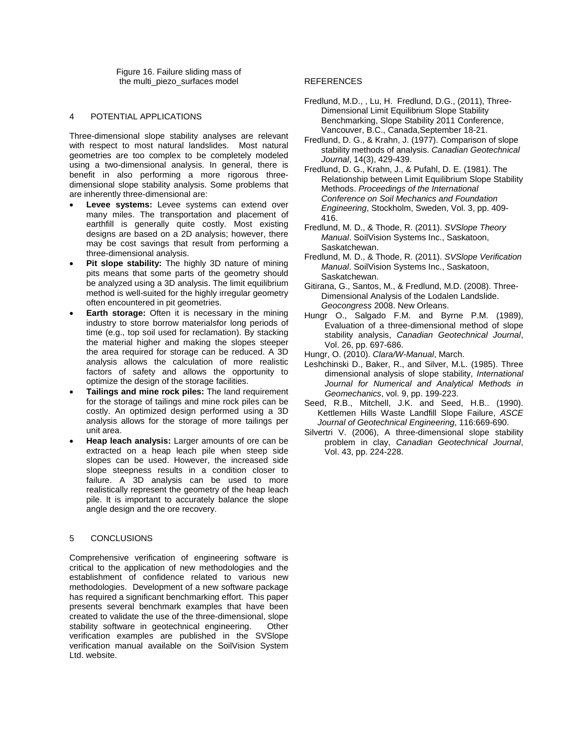Figure 16. Failure sliding mass of the multi_piezo_surfaces model

## 4 POTENTIAL APPLICATIONS

Three-dimensional slope stability analyses are relevant with respect to most natural landslides. Most natural geometries are too complex to be completely modeled using a two-dimensional analysis. In general, there is benefit in also performing a more rigorous three-dimensional slope stability analysis. Some problems that are inherently three-dimensional are:

- **Levee systems:** Levee systems can extend over many miles. The transportation and placement of earthfill is generally quite costly. Most existing designs are based on a 2D analysis; however, there may be cost savings that result from performing a three-dimensional analysis.
- **Pit slope stability:** The highly 3D nature of mining pits means that some parts of the geometry should be analyzed using a 3D analysis. The limit equilibrium method is well-suited for the highly irregular geometry often encountered in pit geometries.
- **Earth storage:** Often it is necessary in the mining industry to store borrow materialsfor long periods of time (e.g., top soil used for reclamation). By stacking the material higher and making the slopes steeper the area required for storage can be reduced. A 3D analysis allows the calculation of more realistic factors of safety and allows the opportunity to optimize the design of the storage facilities.
- **Tailings and mine rock piles:** The land requirement for the storage of tailings and mine rock piles can be costly. An optimized design performed using a 3D analysis allows for the storage of more tailings per unit area.
- **Heap leach analysis:** Larger amounts of ore can be extracted on a heap leach pile when steep side slopes can be used. However, the increased side slope steepness results in a condition closer to failure. A 3D analysis can be used to more realistically represent the geometry of the heap leach pile. It is important to accurately balance the slope angle design and the ore recovery.

## 5 CONCLUSIONS

Comprehensive verification of engineering software is critical to the application of new methodologies and the establishment of confidence related to various new methodologies. Development of a new software package has required a significant benchmarking effort. This paper presents several benchmark examples that have been created to validate the use of the three-dimensional, slope stability software in geotechnical engineering. Other verification examples are published in the SVSlope verification manual available on the SoilVision System Ltd. website.

## REFERENCES

Fredlund, M.D., , Lu, H. Fredlund, D.G., (2011), Three-Dimensional Limit Equilibrium Slope Stability Benchmarking, Slope Stability 2011 Conference, Vancouver, B.C., Canada,September 18-21.

Fredlund, D. G., & Krahn, J. (1977). Comparison of slope stability methods of analysis. *Canadian Geotechnical Journal*, 14(3), 429-439.

Fredlund, D. G., Krahn, J., & Pufahl, D. E. (1981). The Relationship between Limit Equilibrium Slope Stability Methods. *Proceedings of the International Conference on Soil Mechanics and Foundation Engineering*, Stockholm, Sweden, Vol. 3, pp. 409-416.

Fredlund, M. D., & Thode, R. (2011). *SVSlope Theory Manual*. SoilVision Systems Inc., Saskatoon, Saskatchewan.

Fredlund, M. D., & Thode, R. (2011). *SVSlope Verification Manual*. SoilVision Systems Inc., Saskatoon, Saskatchewan.

Gitirana, G., Santos, M., & Fredlund, M.D. (2008). Three-Dimensional Analysis of the Lodalen Landslide. *Geocongress* 2008. New Orleans.

Hungr O., Salgado F.M. and Byrne P.M. (1989), Evaluation of a three-dimensional method of slope stability analysis, *Canadian Geotechnical Journal*, Vol. 26, pp. 697-686.

Hungr, O. (2010). *Clara/W-Manual*, March.

Leshchinski D., Baker, R., and Silver, M.L. (1985). Three dimensional analysis of slope stability, *International Journal for Numerical and Analytical Methods in Geomechanics*, vol. 9, pp. 199-223.

Seed, R.B., Mitchell, J.K. and Seed, H.B.. (1990). Kettlemen Hills Waste Landfill Slope Failure, *ASCE Journal of Geotechnical Engineering*, 116:669-690.

Silvertri V. (2006), A three-dimensional slope stability problem in clay, *Canadian Geotechnical Journal*, Vol. 43, pp. 224-228.